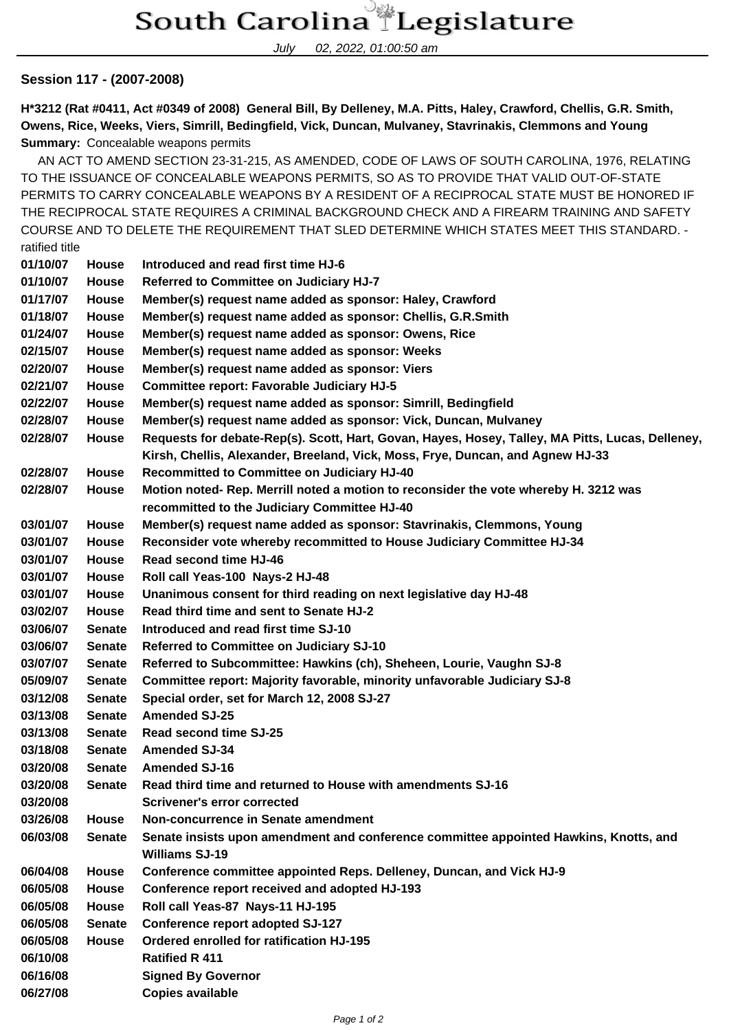# South Carolina Legislature

July 02, 2022, 01:00:50 am

### Session 117 - (2007-2008)

**H*3212 (Rat #0411, Act #0349 of 2008) General Bill, By Delleney, M.A. Pitts, Haley, Crawford, Chellis, G.R. Smith, Owens, Rice, Weeks, Viers, Simrill, Bedingfield, Vick, Duncan, Mulvaney, Stavrinakis, Clemmons and Young**

**Summary:** Concealable weapons permits

AN ACT TO AMEND SECTION 23-31-215, AS AMENDED, CODE OF LAWS OF SOUTH CAROLINA, 1976, RELATING TO THE ISSUANCE OF CONCEALABLE WEAPONS PERMITS, SO AS TO PROVIDE THAT VALID OUT-OF-STATE PERMITS TO CARRY CONCEALABLE WEAPONS BY A RESIDENT OF A RECIPROCAL STATE MUST BE HONORED IF THE RECIPROCAL STATE REQUIRES A CRIMINAL BACKGROUND CHECK AND A FIREARM TRAINING AND SAFETY COURSE AND TO DELETE THE REQUIREMENT THAT SLED DETERMINE WHICH STATES MEET THIS STANDARD. - ratified title

| | | |
|---|---|---|
| **01/10/07** | **House** | **Introduced and read first time HJ-6** |
| **01/10/07** | **House** | **Referred to Committee on Judiciary HJ-7** |
| **01/17/07** | **House** | **Member(s) request name added as sponsor: Haley, Crawford** |
| **01/18/07** | **House** | **Member(s) request name added as sponsor: Chellis, G.R.Smith** |
| **01/24/07** | **House** | **Member(s) request name added as sponsor: Owens, Rice** |
| **02/15/07** | **House** | **Member(s) request name added as sponsor: Weeks** |
| **02/20/07** | **House** | **Member(s) request name added as sponsor: Viers** |
| **02/21/07** | **House** | **Committee report: Favorable Judiciary HJ-5** |
| **02/22/07** | **House** | **Member(s) request name added as sponsor: Simrill, Bedingfield** |
| **02/28/07** | **House** | **Member(s) request name added as sponsor: Vick, Duncan, Mulvaney** |
| **02/28/07** | **House** | **Requests for debate-Rep(s). Scott, Hart, Govan, Hayes, Hosey, Talley, MA Pitts, Lucas, Delleney, Kirsh, Chellis, Alexander, Breeland, Vick, Moss, Frye, Duncan, and Agnew HJ-33** |
| **02/28/07** | **House** | **Recommitted to Committee on Judiciary HJ-40** |
| **02/28/07** | **House** | **Motion noted- Rep. Merrill noted a motion to reconsider the vote whereby H. 3212 was recommitted to the Judiciary Committee HJ-40** |
| **03/01/07** | **House** | **Member(s) request name added as sponsor: Stavrinakis, Clemmons, Young** |
| **03/01/07** | **House** | **Reconsider vote whereby recommitted to House Judiciary Committee HJ-34** |
| **03/01/07** | **House** | **Read second time HJ-46** |
| **03/01/07** | **House** | **Roll call Yeas-100 Nays-2 HJ-48** |
| **03/01/07** | **House** | **Unanimous consent for third reading on next legislative day HJ-48** |
| **03/02/07** | **House** | **Read third time and sent to Senate HJ-2** |
| **03/06/07** | **Senate** | **Introduced and read first time SJ-10** |
| **03/06/07** | **Senate** | **Referred to Committee on Judiciary SJ-10** |
| **03/07/07** | **Senate** | **Referred to Subcommittee: Hawkins (ch), Sheheen, Lourie, Vaughn SJ-8** |
| **05/09/07** | **Senate** | **Committee report: Majority favorable, minority unfavorable Judiciary SJ-8** |
| **03/12/08** | **Senate** | **Special order, set for March 12, 2008 SJ-27** |
| **03/13/08** | **Senate** | **Amended SJ-25** |
| **03/13/08** | **Senate** | **Read second time SJ-25** |
| **03/18/08** | **Senate** | **Amended SJ-34** |
| **03/20/08** | **Senate** | **Amended SJ-16** |
| **03/20/08** | **Senate** | **Read third time and returned to House with amendments SJ-16** |
| **03/20/08** | | **Scrivener's error corrected** |
| **03/26/08** | **House** | **Non-concurrence in Senate amendment** |
| **06/03/08** | **Senate** | **Senate insists upon amendment and conference committee appointed Hawkins, Knotts, and Williams SJ-19** |
| **06/04/08** | **House** | **Conference committee appointed Reps. Delleney, Duncan, and Vick HJ-9** |
| **06/05/08** | **House** | **Conference report received and adopted HJ-193** |
| **06/05/08** | **House** | **Roll call Yeas-87 Nays-11 HJ-195** |
| **06/05/08** | **Senate** | **Conference report adopted SJ-127** |
| **06/05/08** | **House** | **Ordered enrolled for ratification HJ-195** |
| **06/10/08** | | **Ratified R 411** |
| **06/16/08** | | **Signed By Governor** |
| **06/27/08** | | **Copies available** |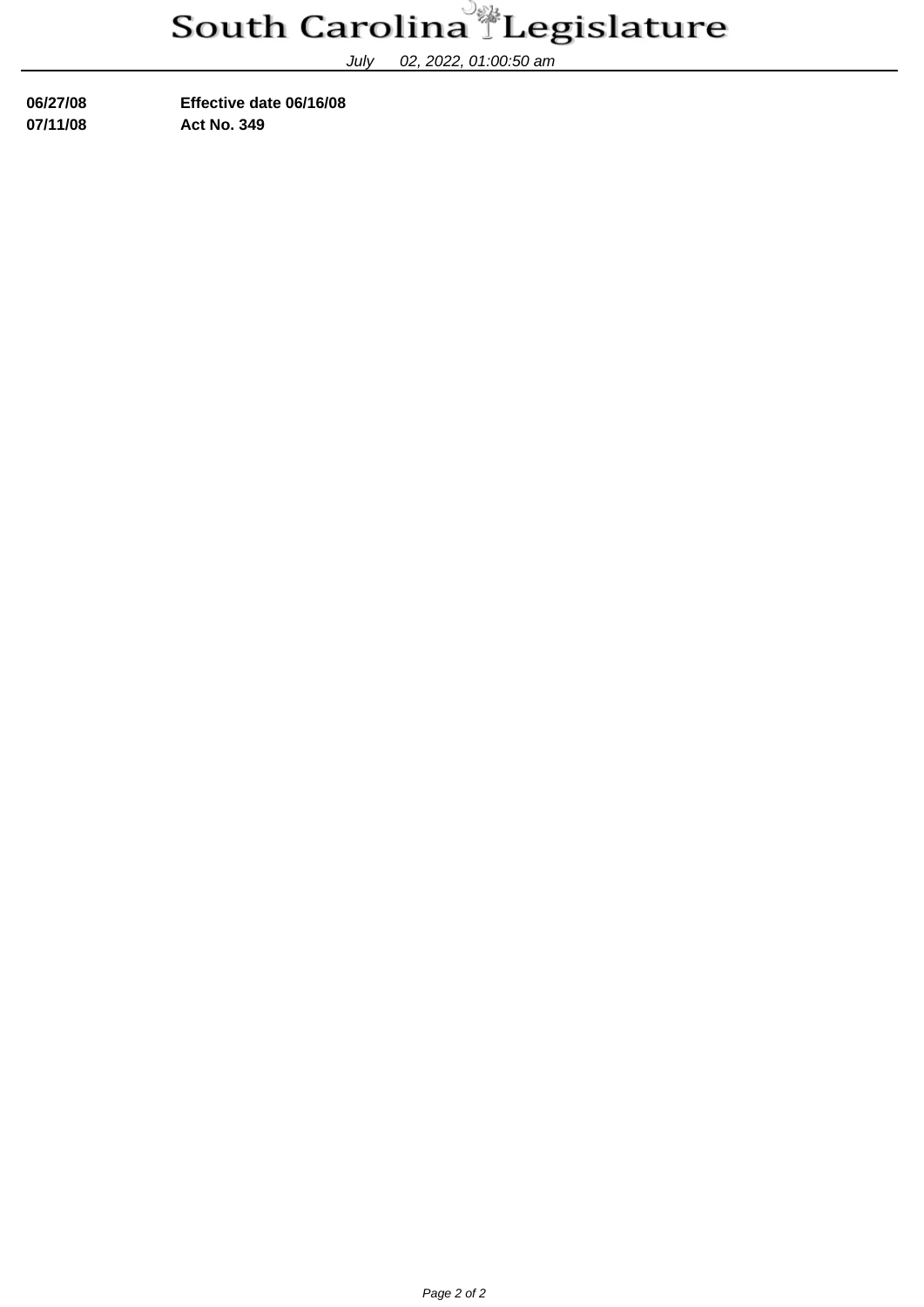| | |
|---|---|
| **06/27/08** | **Effective date 06/16/08** |
| **07/11/08** | **Act No. 349** |